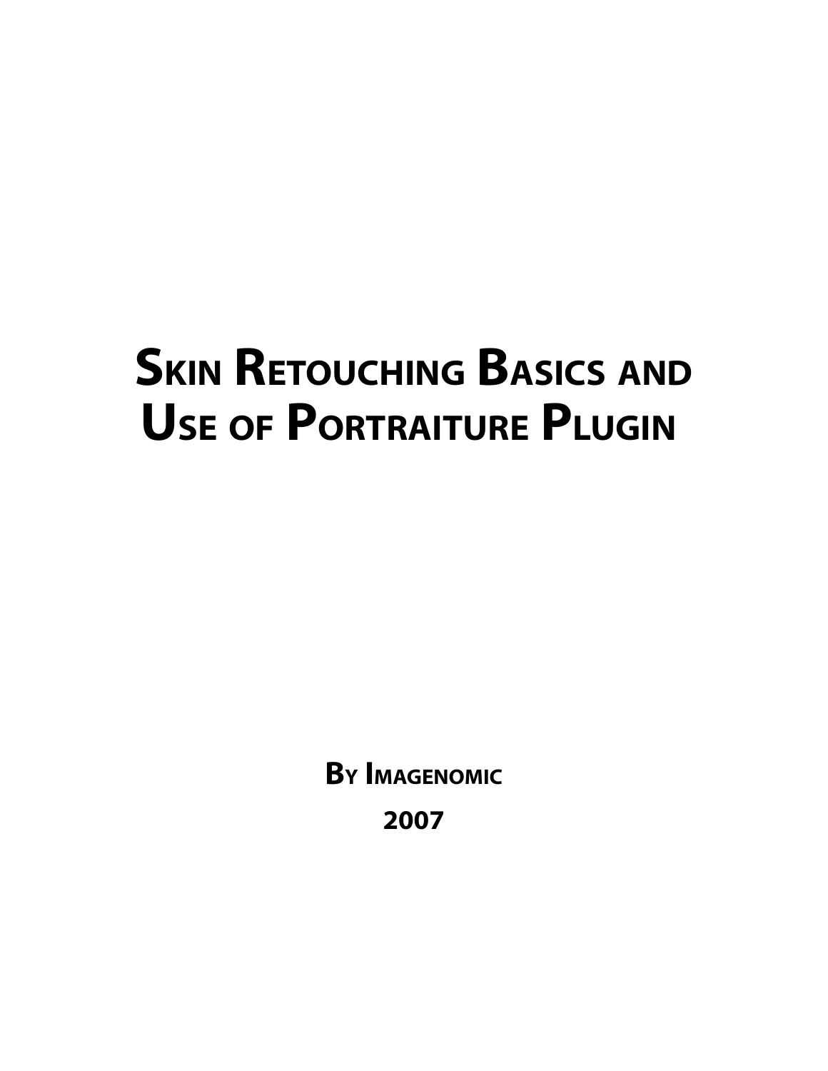# Skin Retouching Basics and Use of Portraiture Plugin

**By Imagenomic**

**2007**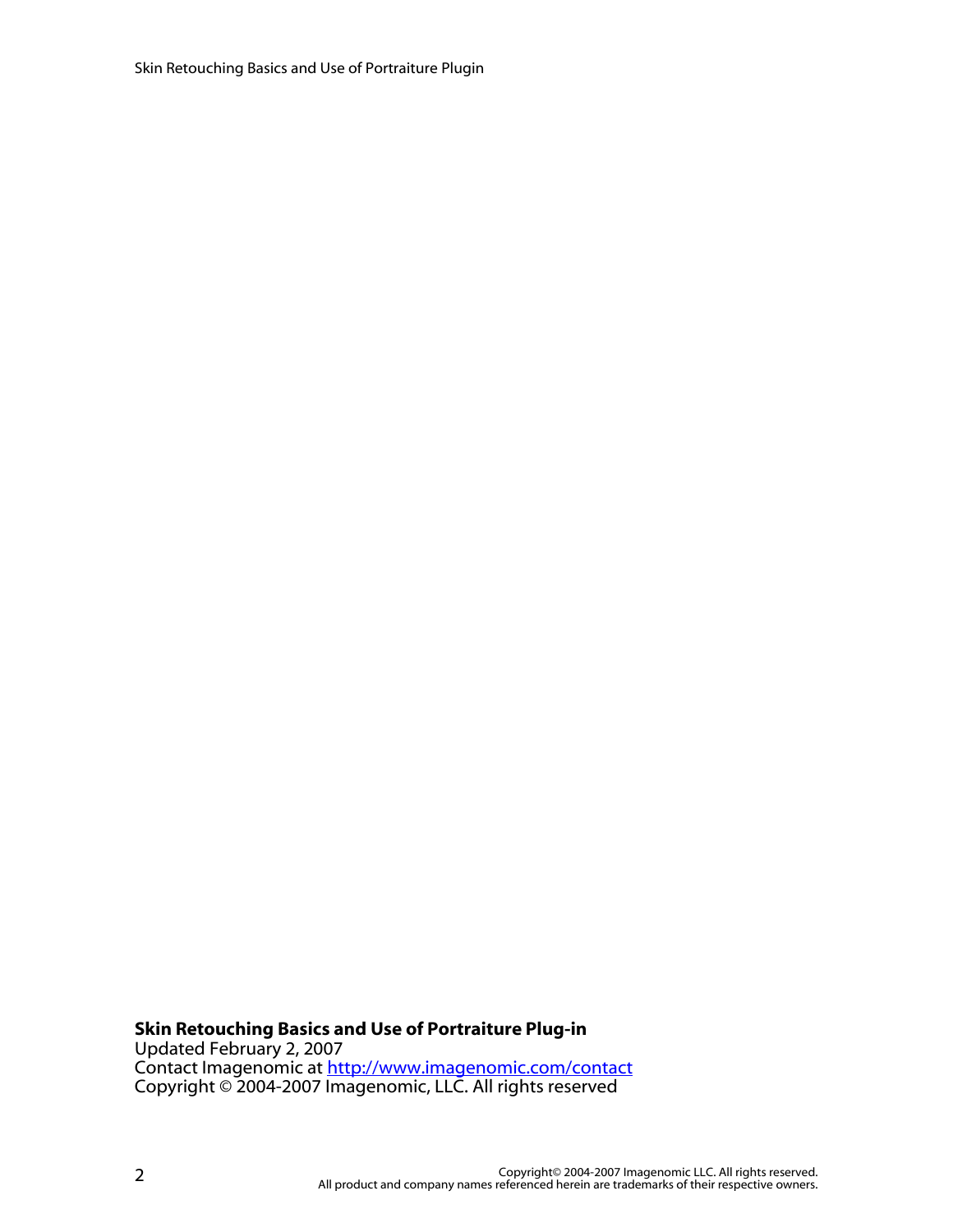**Skin Retouching Basics and Use of Portraiture Plug-in**
Updated February 2, 2007
Contact Imagenomic at http://www.imagenomic.com/contact
Copyright © 2004-2007 Imagenomic, LLC. All rights reserved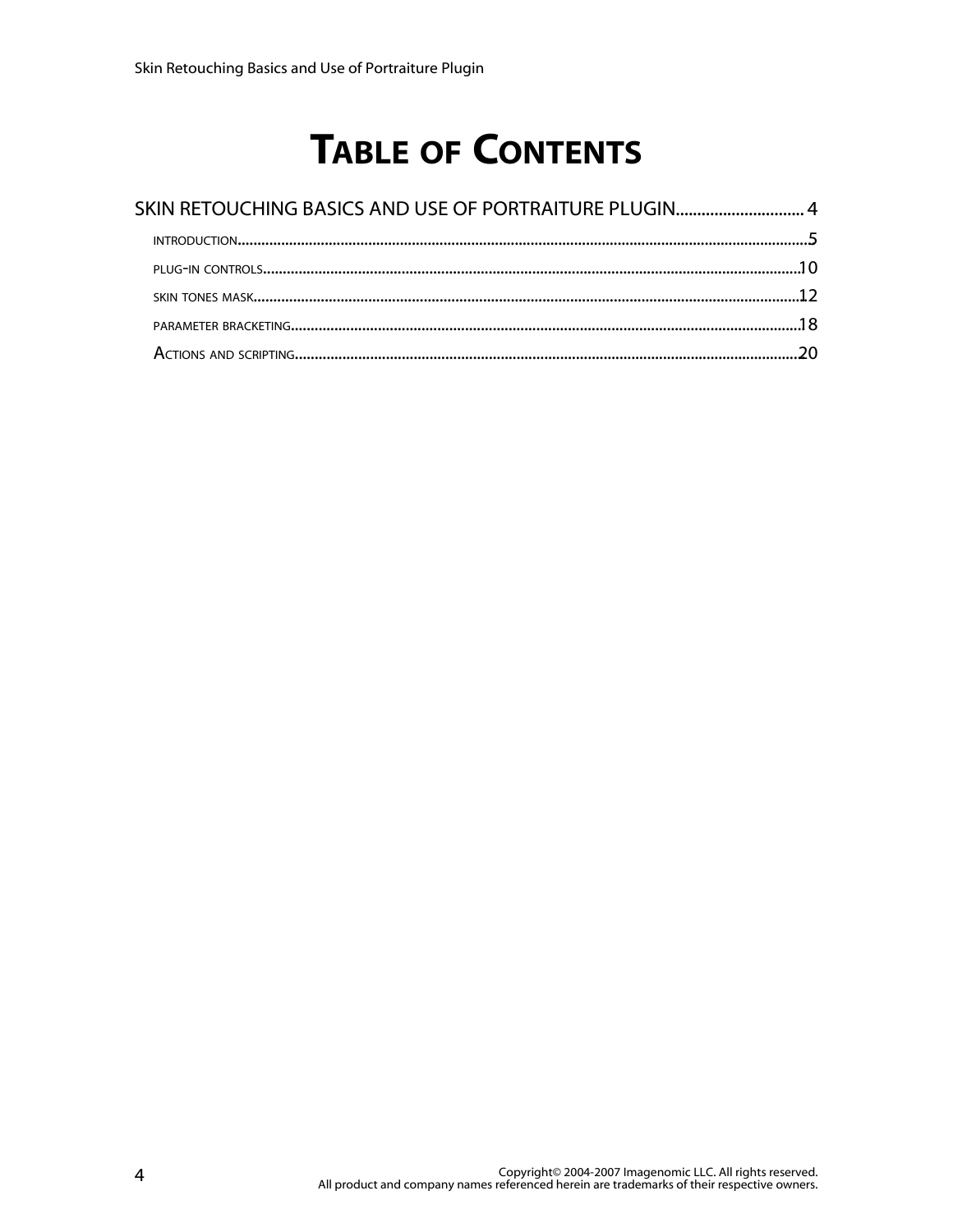# TABLE OF CONTENTS

SKIN RETOUCHING BASICS AND USE OF PORTRAITURE PLUGIN.............................. 4

- INTRODUCTION.............................................................................................................5
- PLUG-IN CONTROLS.....................................................................................................10
- SKIN TONES MASK.......................................................................................................12
- PARAMETER BRACKETING............................................................................................18
- ACTIONS AND SCRIPTING............................................................................................20

Copyright© 2004-2007 Imagenomic LLC. All rights reserved.
All product and company names referenced herein are trademarks of their respective owners.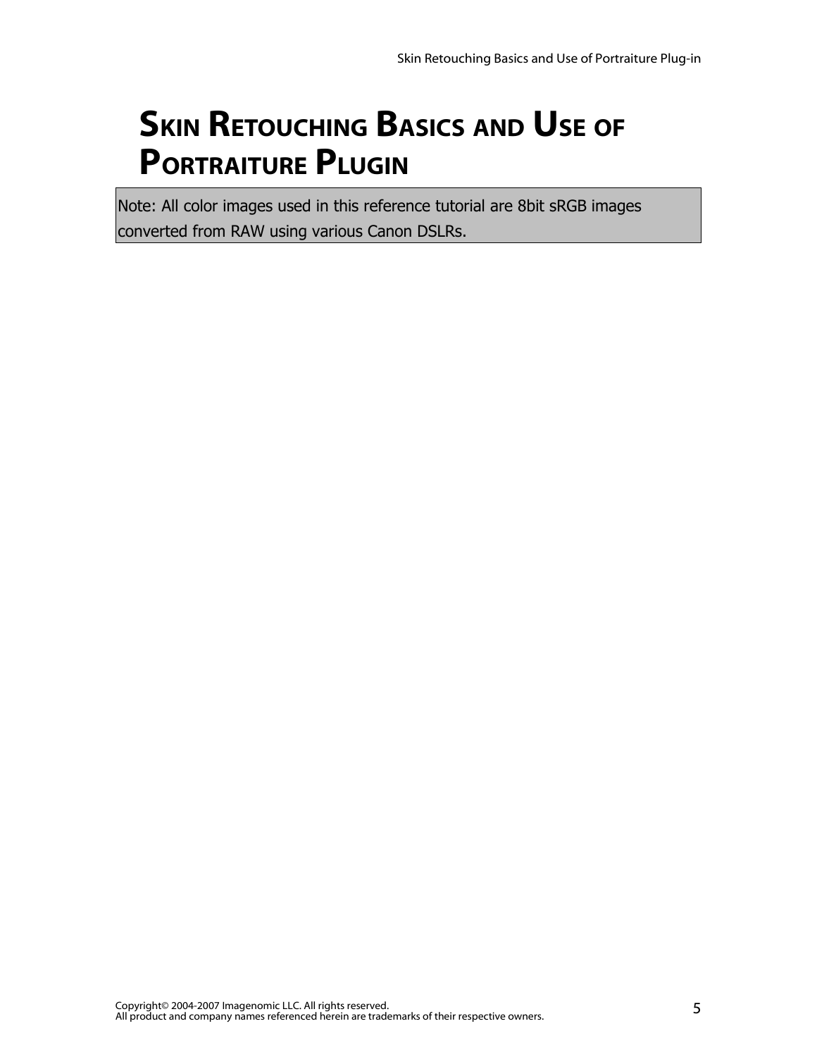# Skin Retouching Basics and Use of Portraiture Plugin

Note: All color images used in this reference tutorial are 8bit sRGB images converted from RAW using various Canon DSLRs.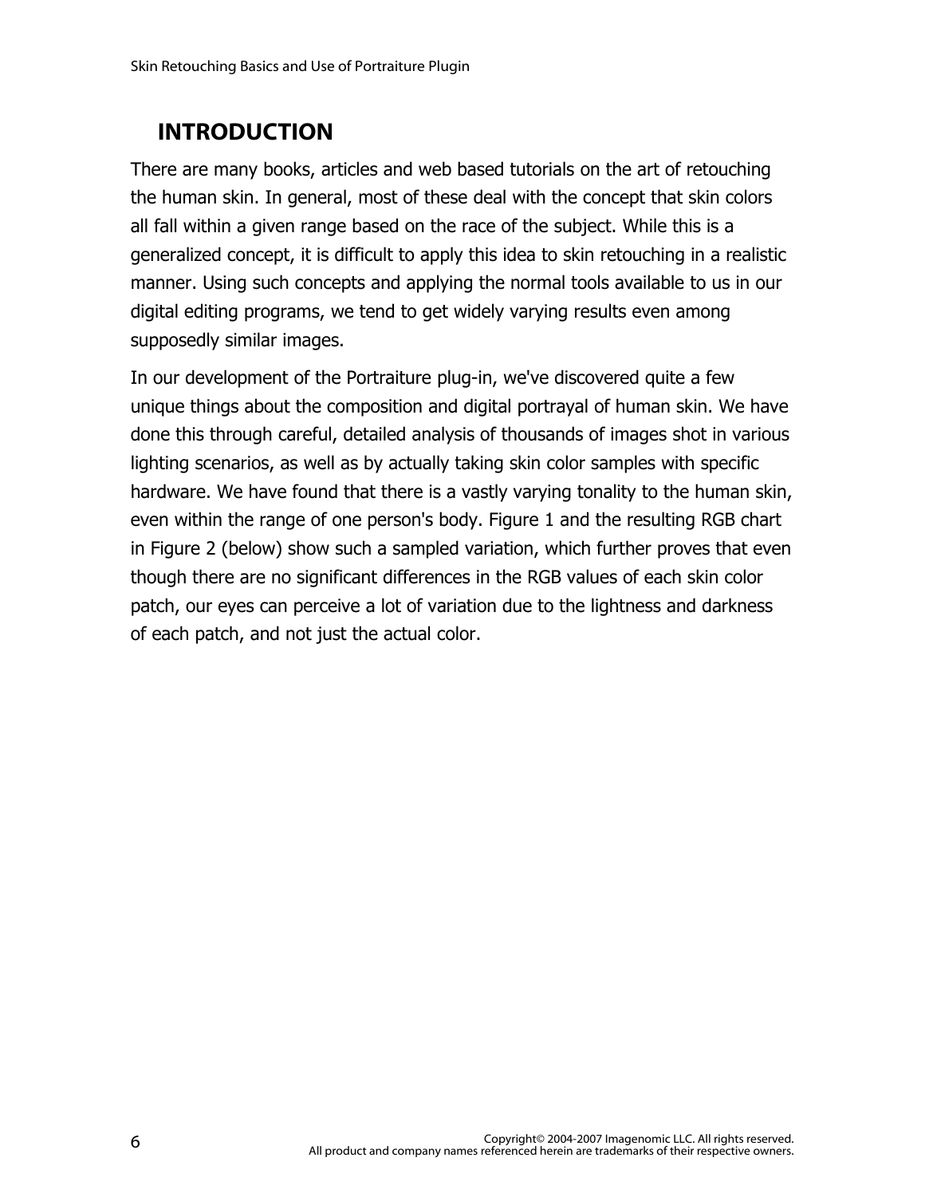## INTRODUCTION

There are many books, articles and web based tutorials on the art of retouching the human skin. In general, most of these deal with the concept that skin colors all fall within a given range based on the race of the subject. While this is a generalized concept, it is difficult to apply this idea to skin retouching in a realistic manner. Using such concepts and applying the normal tools available to us in our digital editing programs, we tend to get widely varying results even among supposedly similar images.

In our development of the Portraiture plug-in, we've discovered quite a few unique things about the composition and digital portrayal of human skin. We have done this through careful, detailed analysis of thousands of images shot in various lighting scenarios, as well as by actually taking skin color samples with specific hardware. We have found that there is a vastly varying tonality to the human skin, even within the range of one person's body. Figure 1 and the resulting RGB chart in Figure 2 (below) show such a sampled variation, which further proves that even though there are no significant differences in the RGB values of each skin color patch, our eyes can perceive a lot of variation due to the lightness and darkness of each patch, and not just the actual color.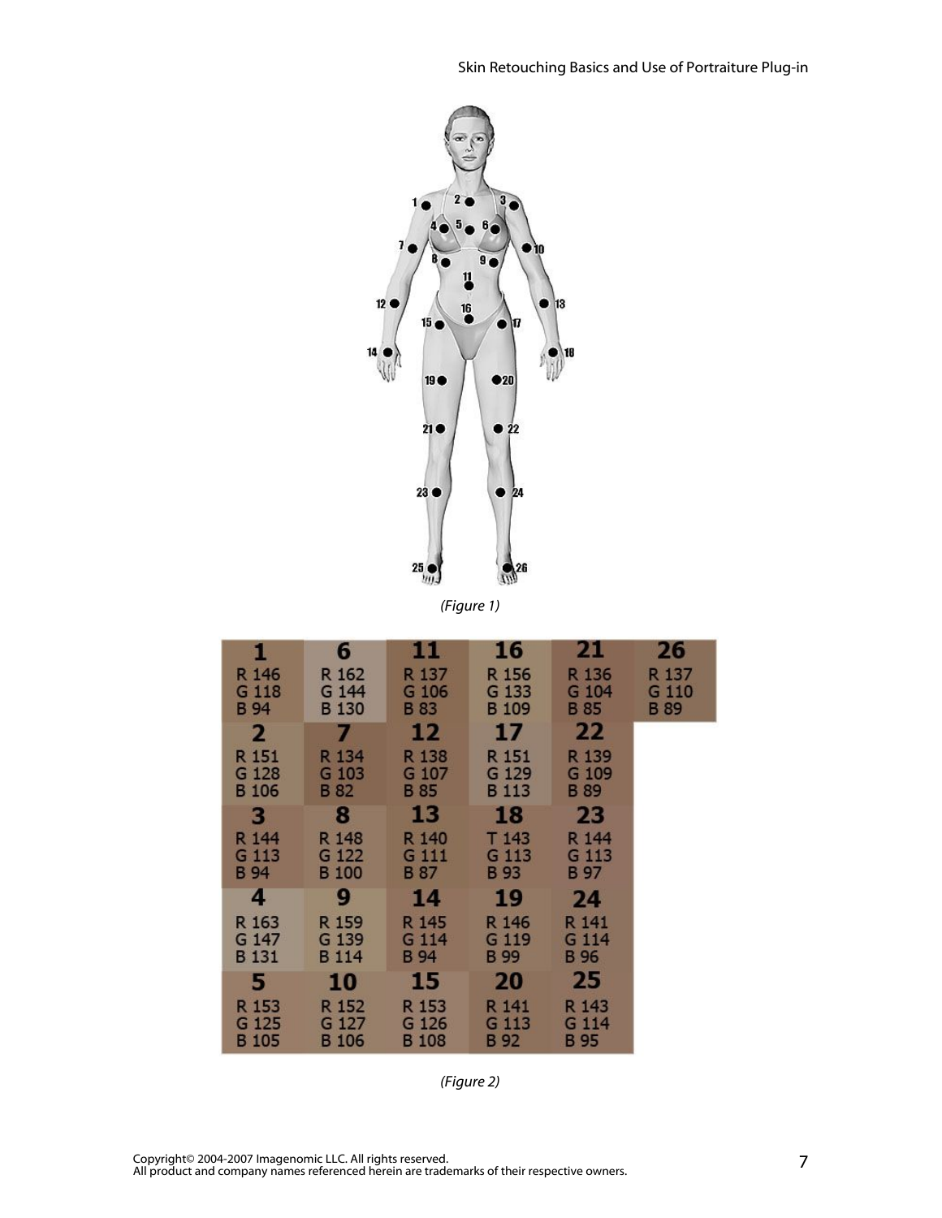(Figure 1)

| 1 | 6 | 11 | 16 | 21 | 26 |
|---|---|---|---|---|---|
| R 146<br>G 118<br>B 94 | R 162<br>G 144<br>B 130 | R 137<br>G 106<br>B 83 | R 156<br>G 133<br>B 109 | R 136<br>G 104<br>B 85 | R 137<br>G 110<br>B 89 |
| **2** | **7** | **12** | **17** | **22** | |
| R 151<br>G 128<br>B 106 | R 134<br>G 103<br>B 82 | R 138<br>G 107<br>B 85 | R 151<br>G 129<br>B 113 | R 139<br>G 109<br>B 89 | |
| **3** | **8** | **13** | **18** | **23** | |
| R 144<br>G 113<br>B 94 | R 148<br>G 122<br>B 100 | R 140<br>G 111<br>B 87 | T 143<br>G 113<br>B 93 | R 144<br>G 113<br>B 97 | |
| **4** | **9** | **14** | **19** | **24** | |
| R 163<br>G 147<br>B 131 | R 159<br>G 139<br>B 114 | R 145<br>G 114<br>B 94 | R 146<br>G 119<br>B 99 | R 141<br>G 114<br>B 96 | |
| **5** | **10** | **15** | **20** | **25** | |
| R 153<br>G 125<br>B 105 | R 152<br>G 127<br>B 106 | R 153<br>G 126<br>B 108 | R 141<br>G 113<br>B 92 | R 143<br>G 114<br>B 95 | |

(Figure 2)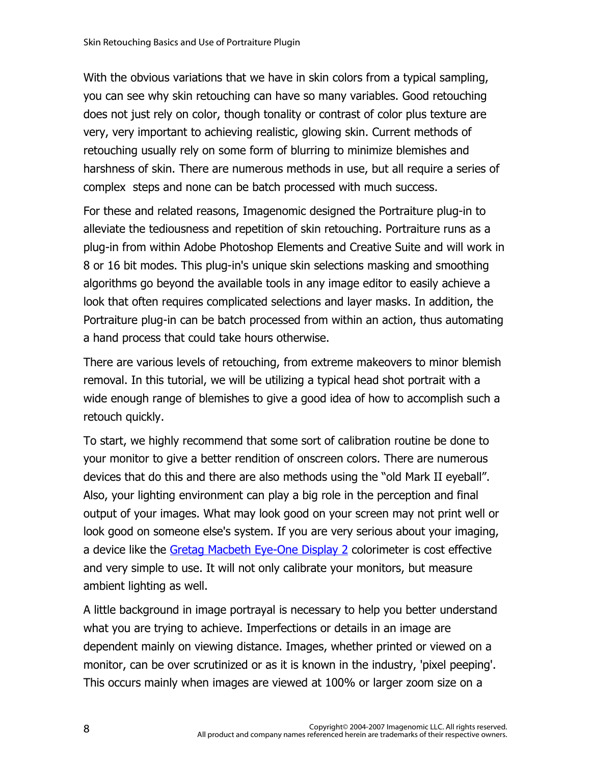With the obvious variations that we have in skin colors from a typical sampling, you can see why skin retouching can have so many variables. Good retouching does not just rely on color, though tonality or contrast of color plus texture are very, very important to achieving realistic, glowing skin. Current methods of retouching usually rely on some form of blurring to minimize blemishes and harshness of skin. There are numerous methods in use, but all require a series of complex steps and none can be batch processed with much success.

For these and related reasons, Imagenomic designed the Portraiture plug-in to alleviate the tediousness and repetition of skin retouching. Portraiture runs as a plug-in from within Adobe Photoshop Elements and Creative Suite and will work in 8 or 16 bit modes. This plug-in's unique skin selections masking and smoothing algorithms go beyond the available tools in any image editor to easily achieve a look that often requires complicated selections and layer masks. In addition, the Portraiture plug-in can be batch processed from within an action, thus automating a hand process that could take hours otherwise.

There are various levels of retouching, from extreme makeovers to minor blemish removal. In this tutorial, we will be utilizing a typical head shot portrait with a wide enough range of blemishes to give a good idea of how to accomplish such a retouch quickly.

To start, we highly recommend that some sort of calibration routine be done to your monitor to give a better rendition of onscreen colors. There are numerous devices that do this and there are also methods using the "old Mark II eyeball". Also, your lighting environment can play a big role in the perception and final output of your images. What may look good on your screen may not print well or look good on someone else's system. If you are very serious about your imaging, a device like the Gretag Macbeth Eye-One Display 2 colorimeter is cost effective and very simple to use. It will not only calibrate your monitors, but measure ambient lighting as well.

A little background in image portrayal is necessary to help you better understand what you are trying to achieve. Imperfections or details in an image are dependent mainly on viewing distance. Images, whether printed or viewed on a monitor, can be over scrutinized or as it is known in the industry, 'pixel peeping'. This occurs mainly when images are viewed at 100% or larger zoom size on a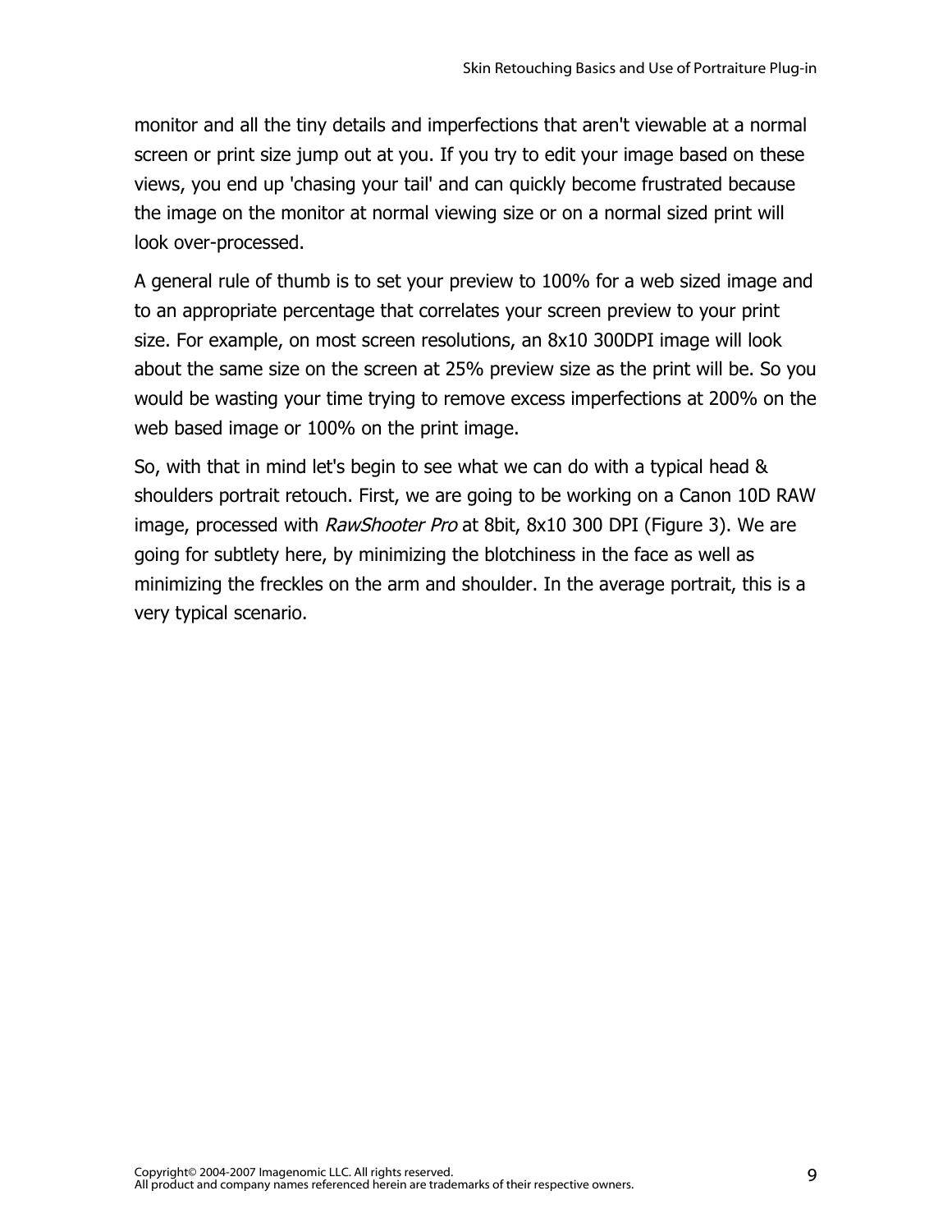monitor and all the tiny details and imperfections that aren't viewable at a normal screen or print size jump out at you. If you try to edit your image based on these views, you end up 'chasing your tail' and can quickly become frustrated because the image on the monitor at normal viewing size or on a normal sized print will look over-processed.

A general rule of thumb is to set your preview to 100% for a web sized image and to an appropriate percentage that correlates your screen preview to your print size. For example, on most screen resolutions, an 8x10 300DPI image will look about the same size on the screen at 25% preview size as the print will be. So you would be wasting your time trying to remove excess imperfections at 200% on the web based image or 100% on the print image.

So, with that in mind let's begin to see what we can do with a typical head & shoulders portrait retouch. First, we are going to be working on a Canon 10D RAW image, processed with *RawShooter Pro* at 8bit, 8x10 300 DPI (Figure 3). We are going for subtlety here, by minimizing the blotchiness in the face as well as minimizing the freckles on the arm and shoulder. In the average portrait, this is a very typical scenario.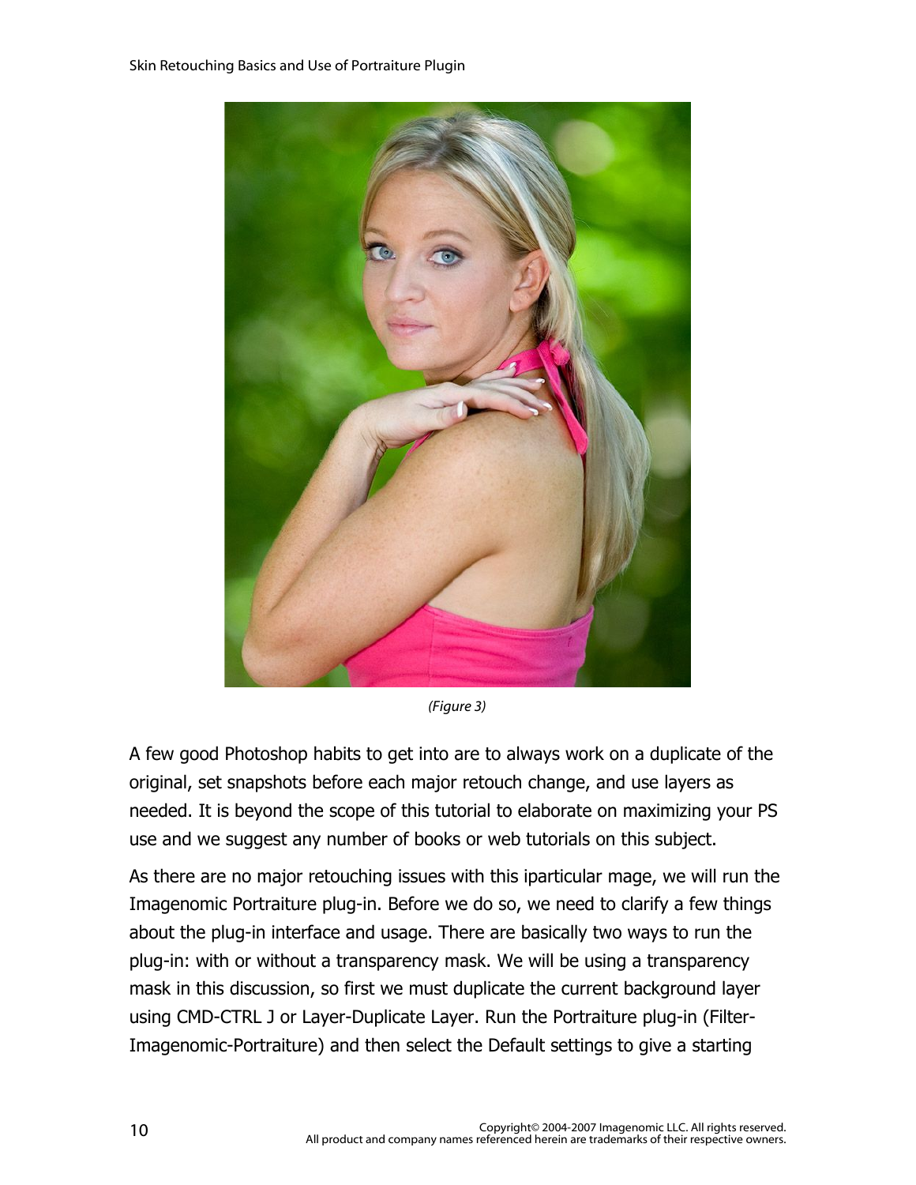*(Figure 3)*

A few good Photoshop habits to get into are to always work on a duplicate of the original, set snapshots before each major retouch change, and use layers as needed. It is beyond the scope of this tutorial to elaborate on maximizing your PS use and we suggest any number of books or web tutorials on this subject.

As there are no major retouching issues with this iparticular mage, we will run the Imagenomic Portraiture plug-in. Before we do so, we need to clarify a few things about the plug-in interface and usage. There are basically two ways to run the plug-in: with or without a transparency mask. We will be using a transparency mask in this discussion, so first we must duplicate the current background layer using CMD-CTRL J or Layer-Duplicate Layer. Run the Portraiture plug-in (Filter-Imagenomic-Portraiture) and then select the Default settings to give a starting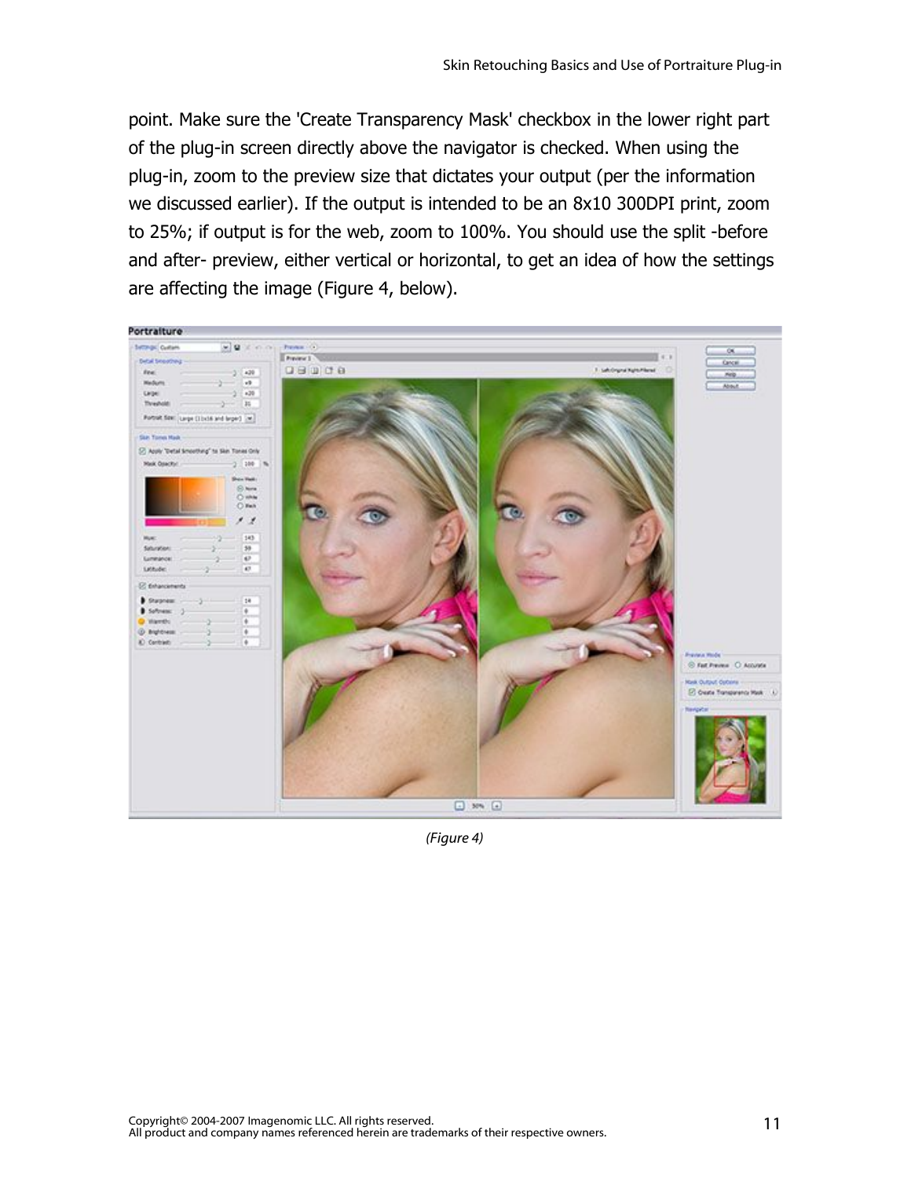point. Make sure the 'Create Transparency Mask' checkbox in the lower right part of the plug-in screen directly above the navigator is checked. When using the plug-in, zoom to the preview size that dictates your output (per the information we discussed earlier). If the output is intended to be an 8x10 300DPI print, zoom to 25%; if output is for the web, zoom to 100%. You should use the split -before and after- preview, either vertical or horizontal, to get an idea of how the settings are affecting the image (Figure 4, below).

*(Figure 4)*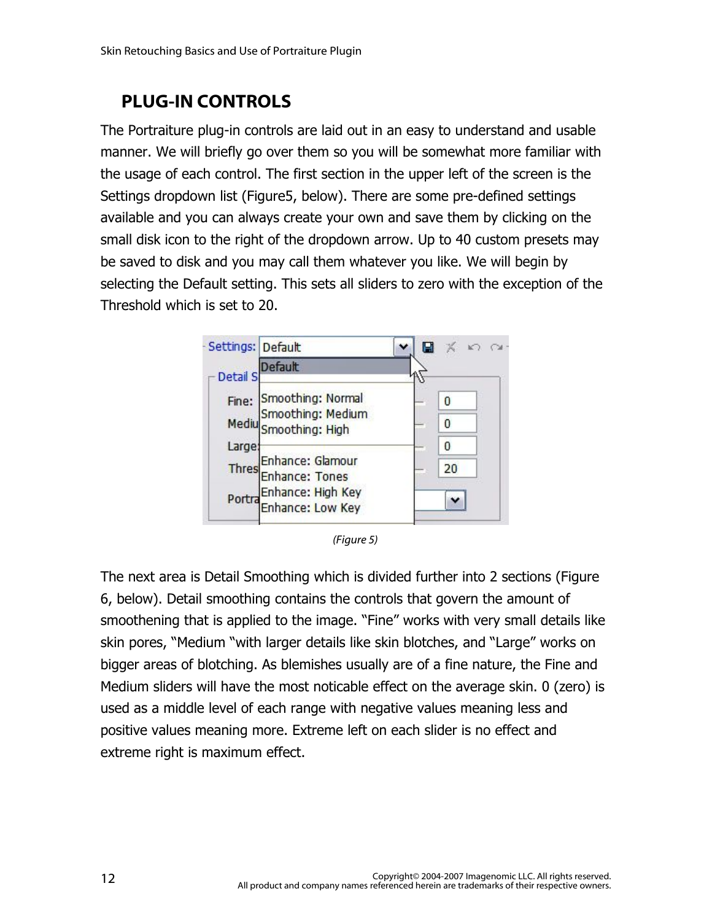## PLUG-IN CONTROLS

The Portraiture plug-in controls are laid out in an easy to understand and usable manner. We will briefly go over them so you will be somewhat more familiar with the usage of each control. The first section in the upper left of the screen is the Settings dropdown list (Figure5, below). There are some pre-defined settings available and you can always create your own and save them by clicking on the small disk icon to the right of the dropdown arrow. Up to 40 custom presets may be saved to disk and you may call them whatever you like. We will begin by selecting the Default setting. This sets all sliders to zero with the exception of the Threshold which is set to 20.

*(Figure 5)*

The next area is Detail Smoothing which is divided further into 2 sections (Figure 6, below). Detail smoothing contains the controls that govern the amount of smoothening that is applied to the image. "Fine" works with very small details like skin pores, "Medium "with larger details like skin blotches, and "Large" works on bigger areas of blotching. As blemishes usually are of a fine nature, the Fine and Medium sliders will have the most noticable effect on the average skin. 0 (zero) is used as a middle level of each range with negative values meaning less and positive values meaning more. Extreme left on each slider is no effect and extreme right is maximum effect.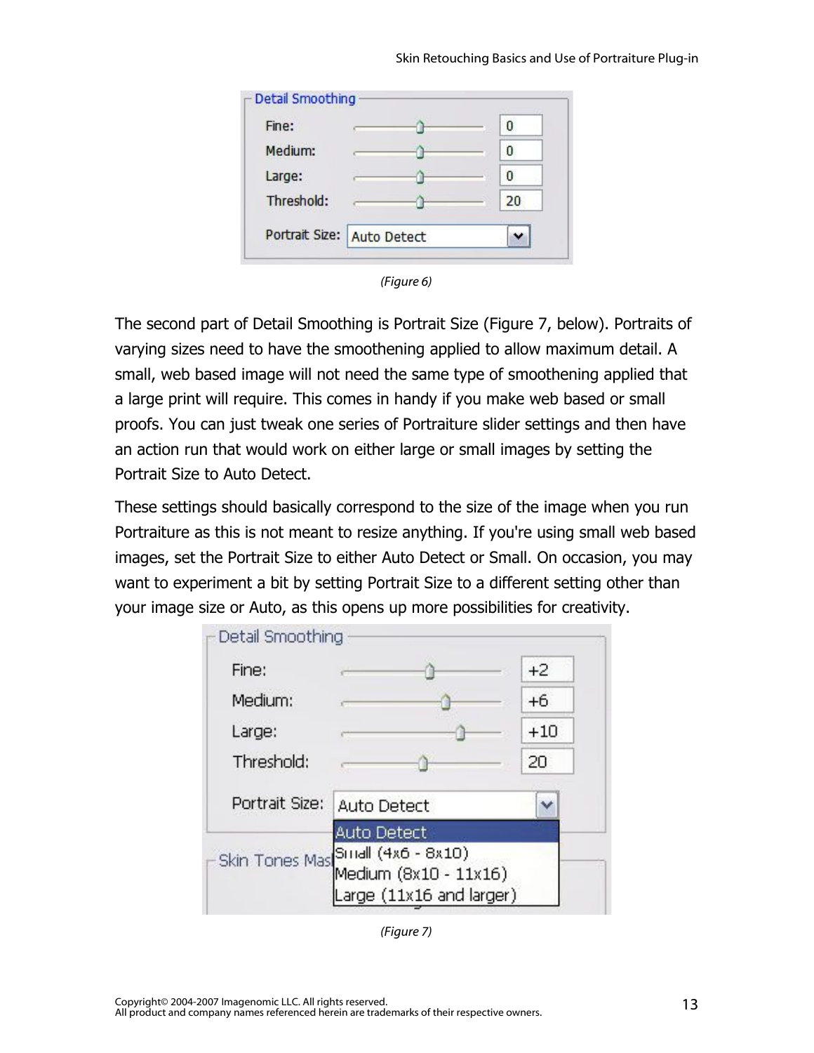(Figure 6)

The second part of Detail Smoothing is Portrait Size (Figure 7, below). Portraits of varying sizes need to have the smoothening applied to allow maximum detail. A small, web based image will not need the same type of smoothening applied that a large print will require. This comes in handy if you make web based or small proofs. You can just tweak one series of Portraiture slider settings and then have an action run that would work on either large or small images by setting the Portrait Size to Auto Detect.

These settings should basically correspond to the size of the image when you run Portraiture as this is not meant to resize anything. If you're using small web based images, set the Portrait Size to either Auto Detect or Small. On occasion, you may want to experiment a bit by setting Portrait Size to a different setting other than your image size or Auto, as this opens up more possibilities for creativity.

(Figure 7)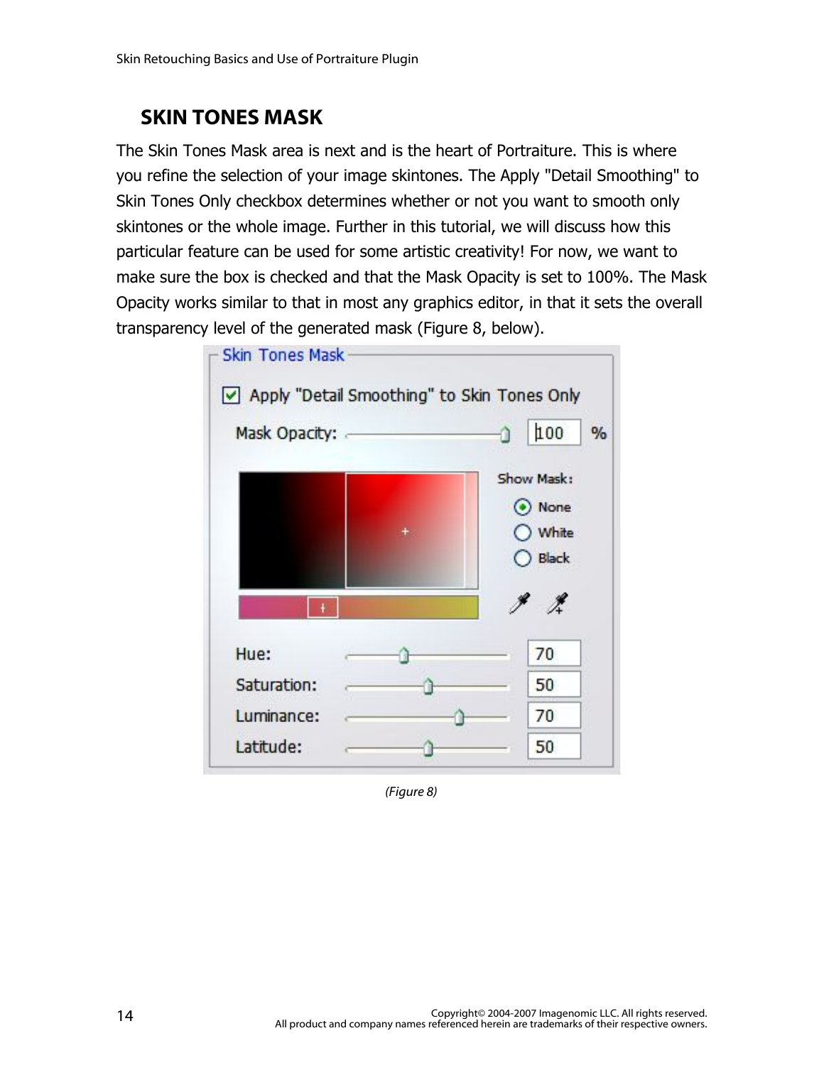## SKIN TONES MASK

The Skin Tones Mask area is next and is the heart of Portraiture. This is where you refine the selection of your image skintones. The Apply "Detail Smoothing" to Skin Tones Only checkbox determines whether or not you want to smooth only skintones or the whole image. Further in this tutorial, we will discuss how this particular feature can be used for some artistic creativity! For now, we want to make sure the box is checked and that the Mask Opacity is set to 100%. The Mask Opacity works similar to that in most any graphics editor, in that it sets the overall transparency level of the generated mask (Figure 8, below).

*(Figure 8)*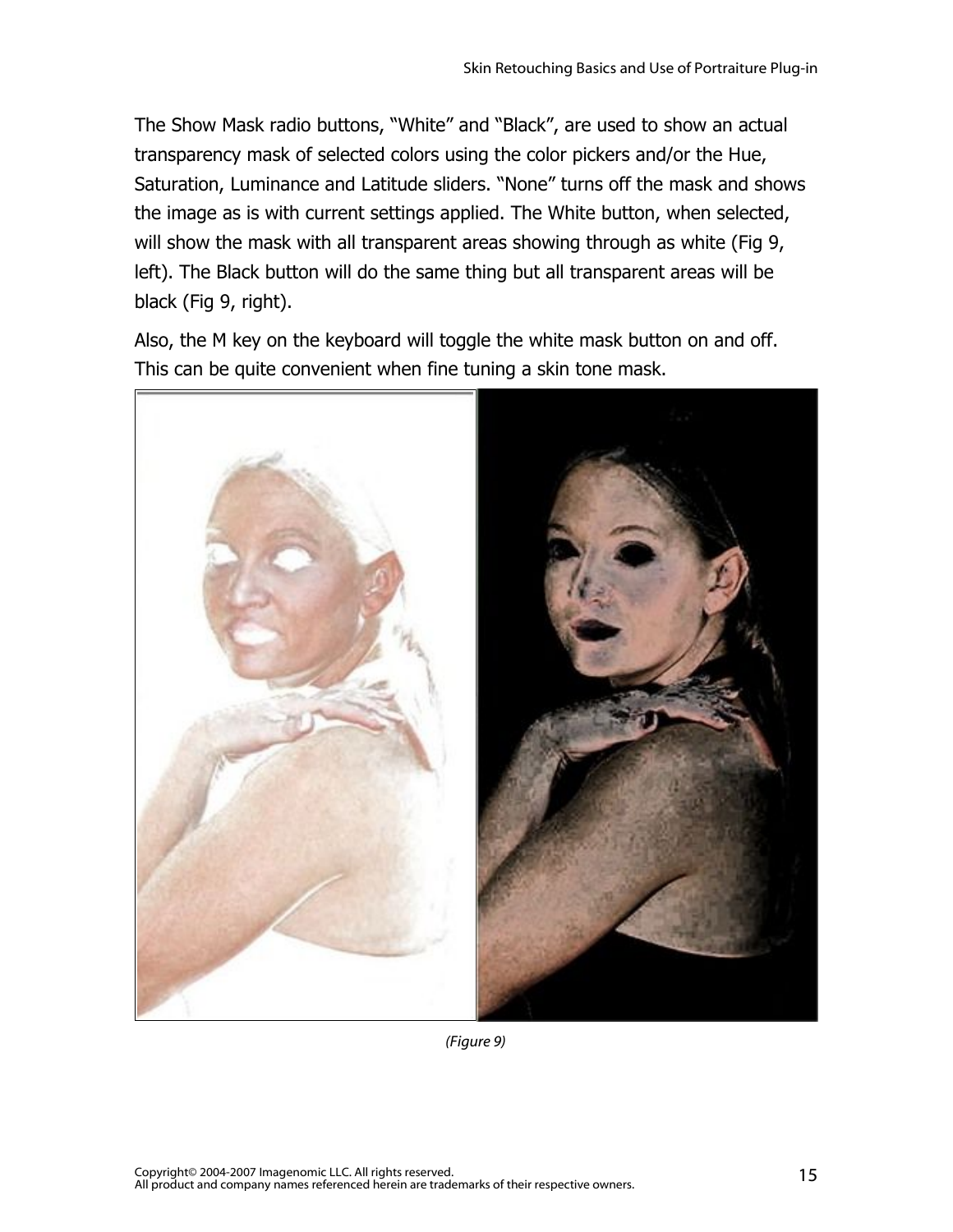The Show Mask radio buttons, “White” and “Black”, are used to show an actual transparency mask of selected colors using the color pickers and/or the Hue, Saturation, Luminance and Latitude sliders. “None” turns off the mask and shows the image as is with current settings applied. The White button, when selected, will show the mask with all transparent areas showing through as white (Fig 9, left). The Black button will do the same thing but all transparent areas will be black (Fig 9, right).

Also, the M key on the keyboard will toggle the white mask button on and off. This can be quite convenient when fine tuning a skin tone mask.

*(Figure 9)*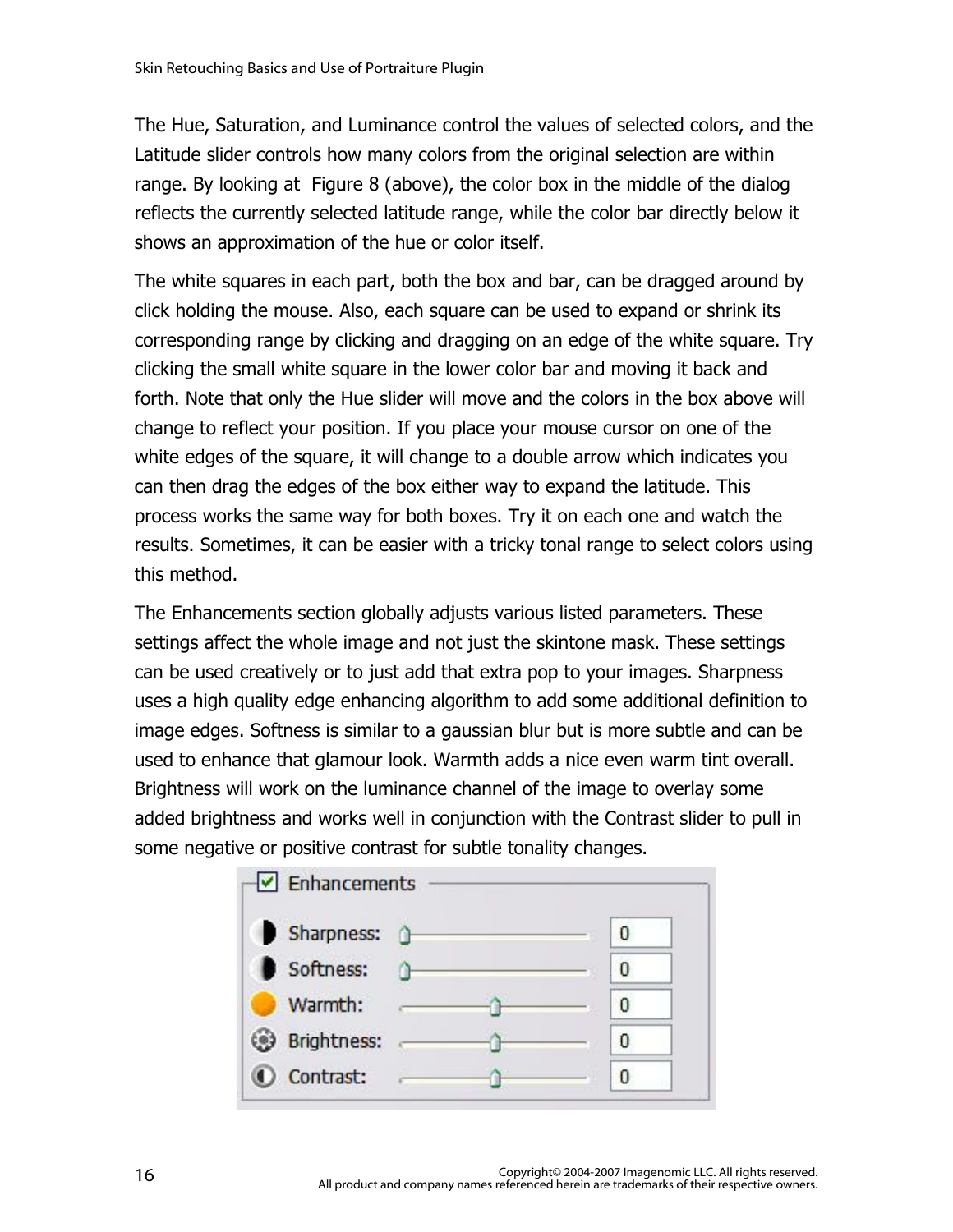The Hue, Saturation, and Luminance control the values of selected colors, and the Latitude slider controls how many colors from the original selection are within range. By looking at Figure 8 (above), the color box in the middle of the dialog reflects the currently selected latitude range, while the color bar directly below it shows an approximation of the hue or color itself.

The white squares in each part, both the box and bar, can be dragged around by click holding the mouse. Also, each square can be used to expand or shrink its corresponding range by clicking and dragging on an edge of the white square. Try clicking the small white square in the lower color bar and moving it back and forth. Note that only the Hue slider will move and the colors in the box above will change to reflect your position. If you place your mouse cursor on one of the white edges of the square, it will change to a double arrow which indicates you can then drag the edges of the box either way to expand the latitude. This process works the same way for both boxes. Try it on each one and watch the results. Sometimes, it can be easier with a tricky tonal range to select colors using this method.

The Enhancements section globally adjusts various listed parameters. These settings affect the whole image and not just the skintone mask. These settings can be used creatively or to just add that extra pop to your images. Sharpness uses a high quality edge enhancing algorithm to add some additional definition to image edges. Softness is similar to a gaussian blur but is more subtle and can be used to enhance that glamour look. Warmth adds a nice even warm tint overall. Brightness will work on the luminance channel of the image to overlay some added brightness and works well in conjunction with the Contrast slider to pull in some negative or positive contrast for subtle tonality changes.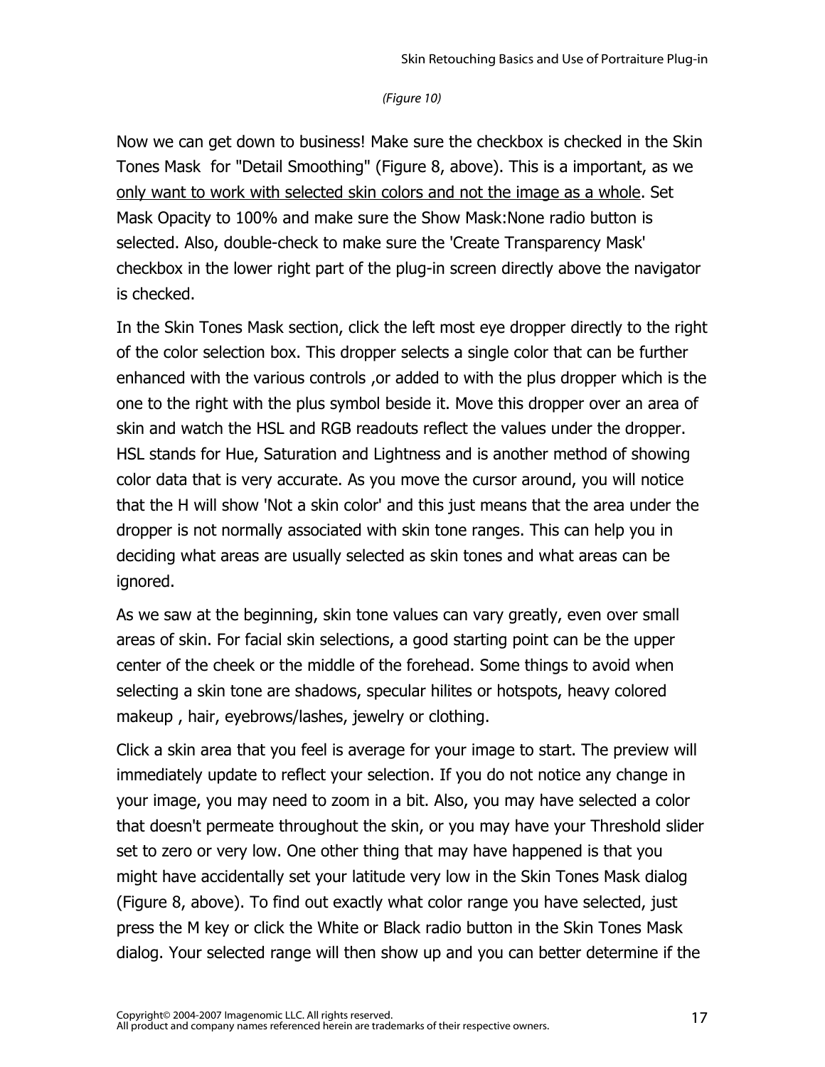*(Figure 10)*

Now we can get down to business! Make sure the checkbox is checked in the Skin Tones Mask for "Detail Smoothing" (Figure 8, above). This is a important, as we only want to work with selected skin colors and not the image as a whole. Set Mask Opacity to 100% and make sure the Show Mask:None radio button is selected. Also, double-check to make sure the 'Create Transparency Mask' checkbox in the lower right part of the plug-in screen directly above the navigator is checked.

In the Skin Tones Mask section, click the left most eye dropper directly to the right of the color selection box. This dropper selects a single color that can be further enhanced with the various controls ,or added to with the plus dropper which is the one to the right with the plus symbol beside it. Move this dropper over an area of skin and watch the HSL and RGB readouts reflect the values under the dropper. HSL stands for Hue, Saturation and Lightness and is another method of showing color data that is very accurate. As you move the cursor around, you will notice that the H will show 'Not a skin color' and this just means that the area under the dropper is not normally associated with skin tone ranges. This can help you in deciding what areas are usually selected as skin tones and what areas can be ignored.

As we saw at the beginning, skin tone values can vary greatly, even over small areas of skin. For facial skin selections, a good starting point can be the upper center of the cheek or the middle of the forehead. Some things to avoid when selecting a skin tone are shadows, specular hilites or hotspots, heavy colored makeup , hair, eyebrows/lashes, jewelry or clothing.

Click a skin area that you feel is average for your image to start. The preview will immediately update to reflect your selection. If you do not notice any change in your image, you may need to zoom in a bit. Also, you may have selected a color that doesn't permeate throughout the skin, or you may have your Threshold slider set to zero or very low. One other thing that may have happened is that you might have accidentally set your latitude very low in the Skin Tones Mask dialog (Figure 8, above). To find out exactly what color range you have selected, just press the M key or click the White or Black radio button in the Skin Tones Mask dialog. Your selected range will then show up and you can better determine if the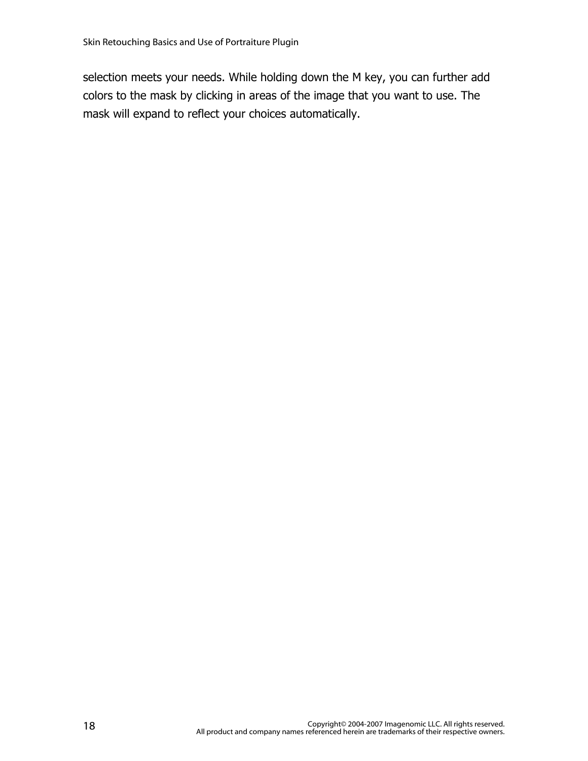selection meets your needs. While holding down the M key, you can further add colors to the mask by clicking in areas of the image that you want to use. The mask will expand to reflect your choices automatically.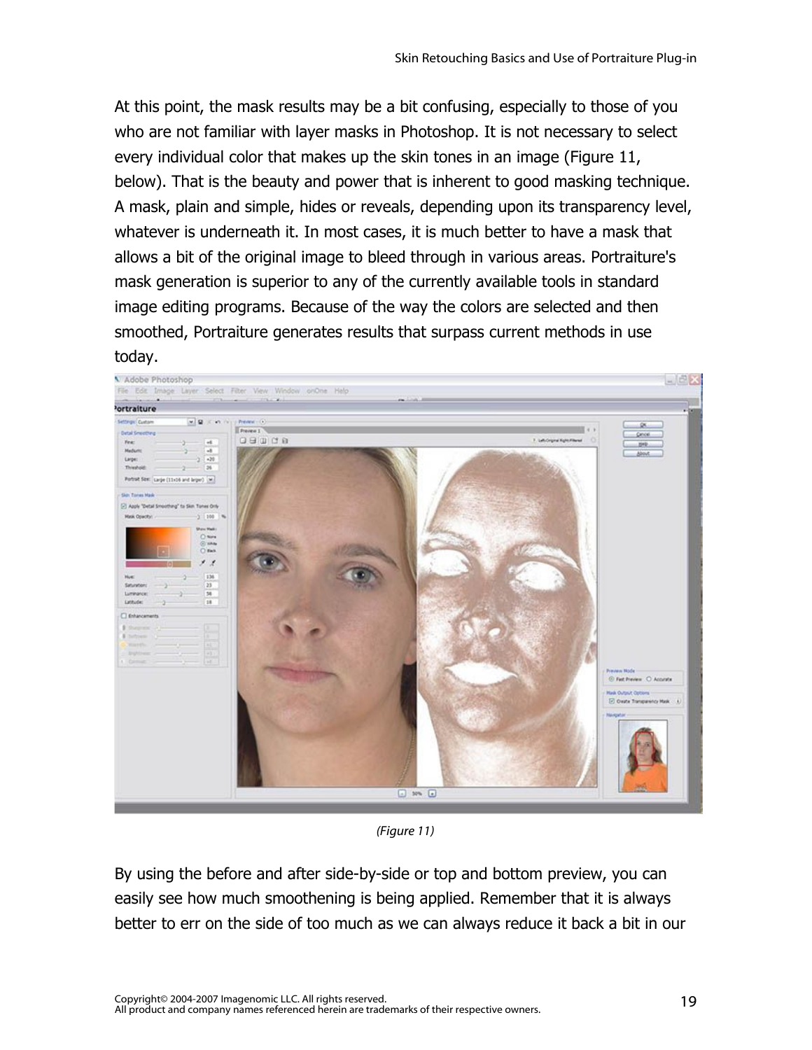At this point, the mask results may be a bit confusing, especially to those of you who are not familiar with layer masks in Photoshop. It is not necessary to select every individual color that makes up the skin tones in an image (Figure 11, below). That is the beauty and power that is inherent to good masking technique. A mask, plain and simple, hides or reveals, depending upon its transparency level, whatever is underneath it. In most cases, it is much better to have a mask that allows a bit of the original image to bleed through in various areas. Portraiture's mask generation is superior to any of the currently available tools in standard image editing programs. Because of the way the colors are selected and then smoothed, Portraiture generates results that surpass current methods in use today.

*(Figure 11)*

By using the before and after side-by-side or top and bottom preview, you can easily see how much smoothening is being applied. Remember that it is always better to err on the side of too much as we can always reduce it back a bit in our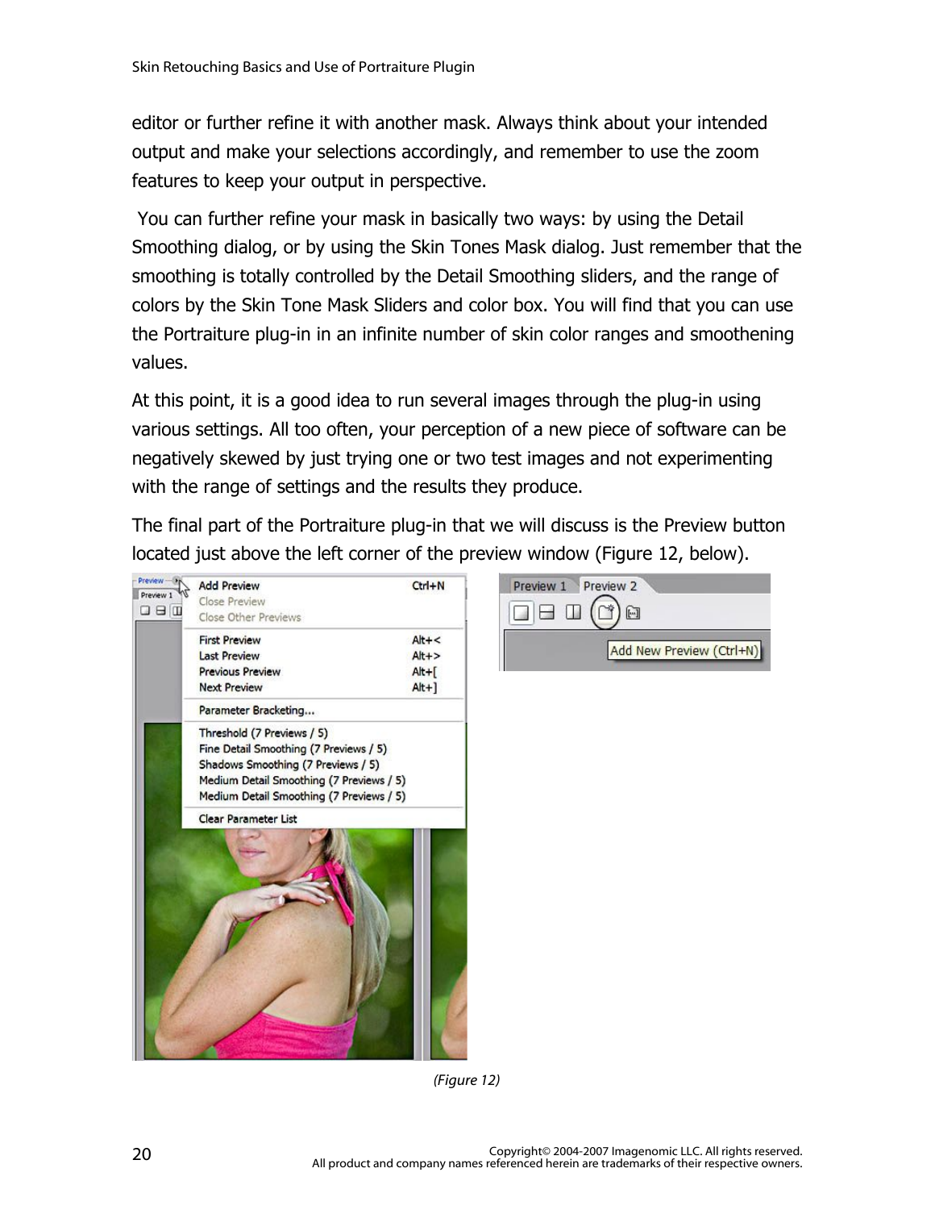editor or further refine it with another mask. Always think about your intended output and make your selections accordingly, and remember to use the zoom features to keep your output in perspective.

You can further refine your mask in basically two ways: by using the Detail Smoothing dialog, or by using the Skin Tones Mask dialog. Just remember that the smoothing is totally controlled by the Detail Smoothing sliders, and the range of colors by the Skin Tone Mask Sliders and color box. You will find that you can use the Portraiture plug-in in an infinite number of skin color ranges and smoothening values.

At this point, it is a good idea to run several images through the plug-in using various settings. All too often, your perception of a new piece of software can be negatively skewed by just trying one or two test images and not experimenting with the range of settings and the results they produce.

The final part of the Portraiture plug-in that we will discuss is the Preview button located just above the left corner of the preview window (Figure 12, below).

*(Figure 12)*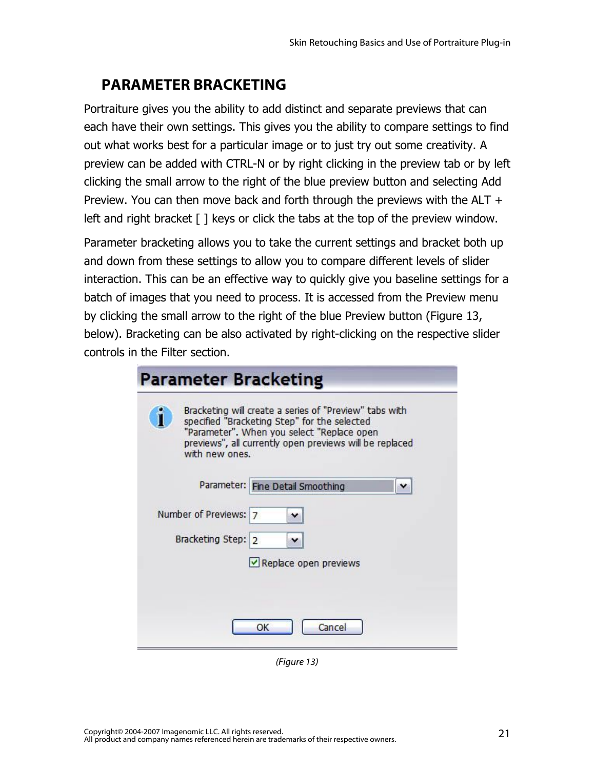## PARAMETER BRACKETING

Portraiture gives you the ability to add distinct and separate previews that can each have their own settings. This gives you the ability to compare settings to find out what works best for a particular image or to just try out some creativity. A preview can be added with CTRL-N or by right clicking in the preview tab or by left clicking the small arrow to the right of the blue preview button and selecting Add Preview. You can then move back and forth through the previews with the ALT + left and right bracket [ ] keys or click the tabs at the top of the preview window.

Parameter bracketing allows you to take the current settings and bracket both up and down from these settings to allow you to compare different levels of slider interaction. This can be an effective way to quickly give you baseline settings for a batch of images that you need to process. It is accessed from the Preview menu by clicking the small arrow to the right of the blue Preview button (Figure 13, below). Bracketing can be also activated by right-clicking on the respective slider controls in the Filter section.

**Parameter Bracketing**

Bracketing will create a series of "Preview" tabs with specified "Bracketing Step" for the selected "Parameter". When you select "Replace open previews", all currently open previews will be replaced with new ones.

Parameter: Fine Detail Smoothing

Number of Previews: 7

Bracketing Step: 2

☑ Replace open previews

OK | Cancel

*(Figure 13)*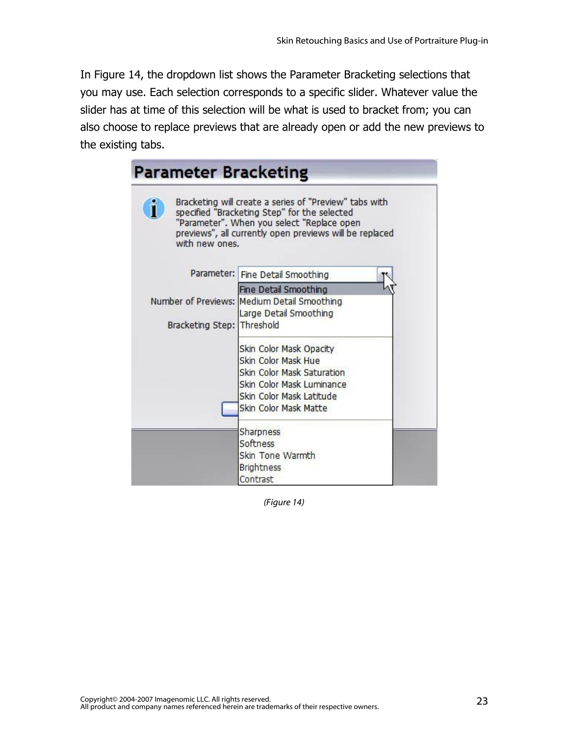In Figure 14, the dropdown list shows the Parameter Bracketing selections that you may use. Each selection corresponds to a specific slider. Whatever value the slider has at time of this selection will be what is used to bracket from; you can also choose to replace previews that are already open or add the new previews to the existing tabs.

*(Figure 14)*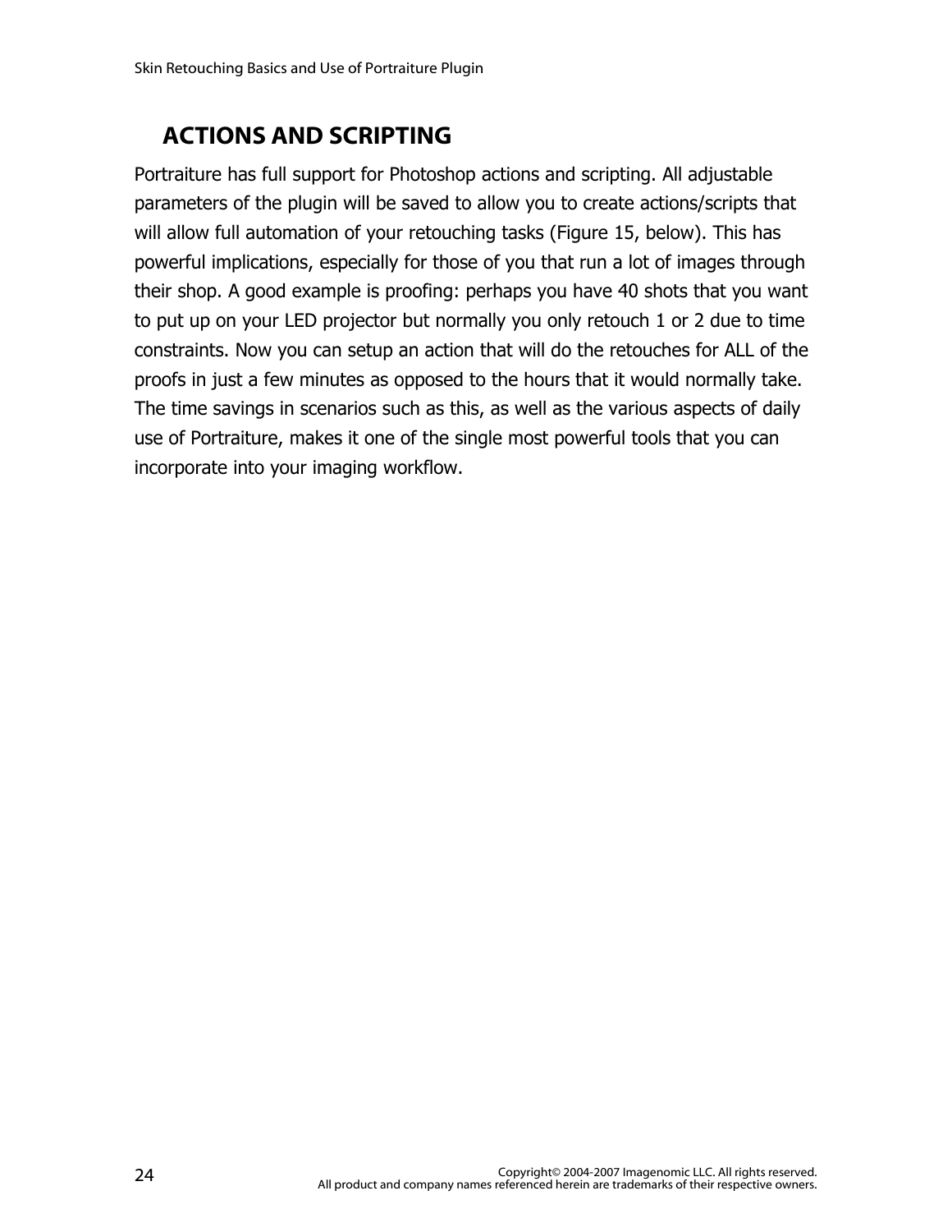## ACTIONS AND SCRIPTING

Portraiture has full support for Photoshop actions and scripting. All adjustable parameters of the plugin will be saved to allow you to create actions/scripts that will allow full automation of your retouching tasks (Figure 15, below). This has powerful implications, especially for those of you that run a lot of images through their shop. A good example is proofing: perhaps you have 40 shots that you want to put up on your LED projector but normally you only retouch 1 or 2 due to time constraints. Now you can setup an action that will do the retouches for ALL of the proofs in just a few minutes as opposed to the hours that it would normally take. The time savings in scenarios such as this, as well as the various aspects of daily use of Portraiture, makes it one of the single most powerful tools that you can incorporate into your imaging workflow.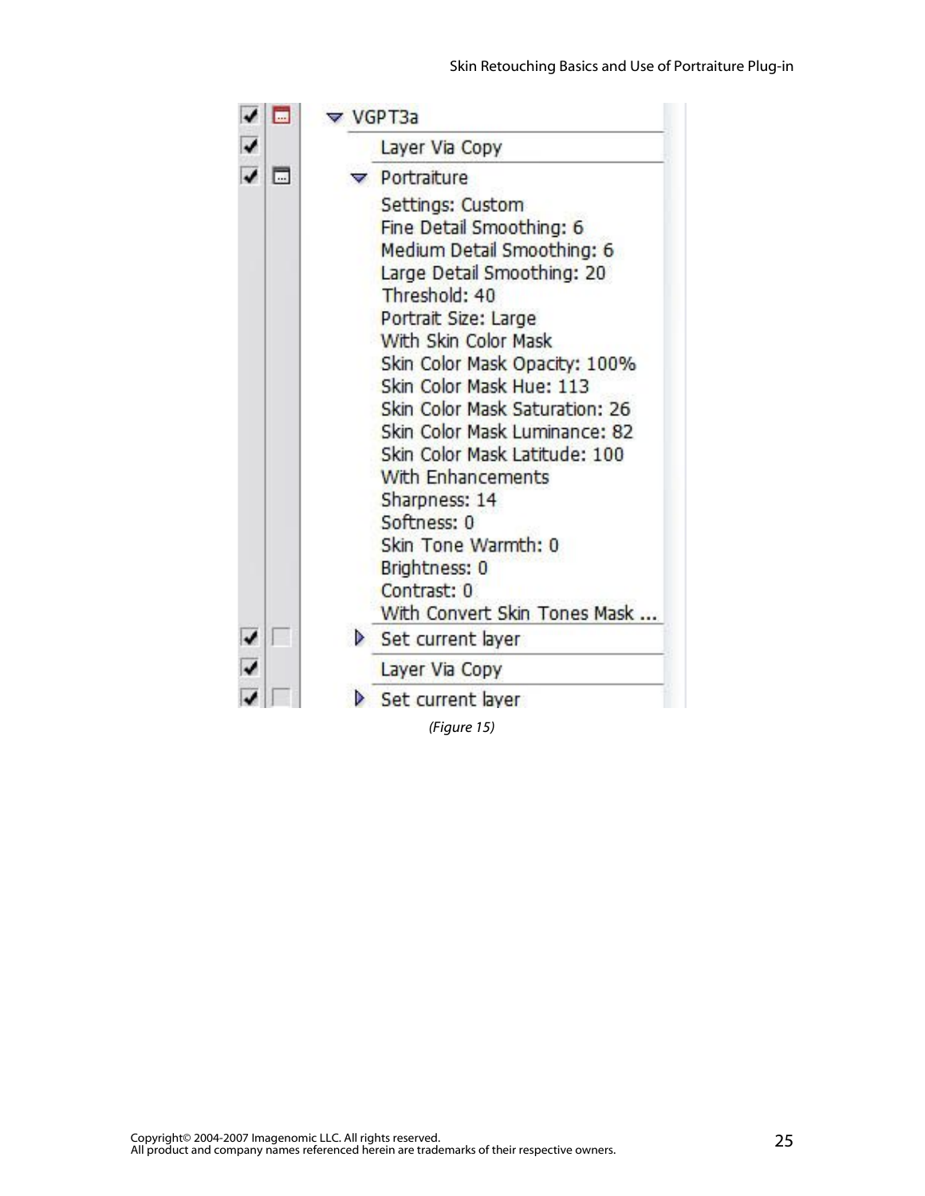VGPT3a

Layer Via Copy

Portraiture

Settings: Custom
Fine Detail Smoothing: 6
Medium Detail Smoothing: 6
Large Detail Smoothing: 20
Threshold: 40
Portrait Size: Large
With Skin Color Mask
Skin Color Mask Opacity: 100%
Skin Color Mask Hue: 113
Skin Color Mask Saturation: 26
Skin Color Mask Luminance: 82
Skin Color Mask Latitude: 100
With Enhancements
Sharpness: 14
Softness: 0
Skin Tone Warmth: 0
Brightness: 0
Contrast: 0
With Convert Skin Tones Mask ...

Set current layer

Layer Via Copy

Set current layer

*(Figure 15)*